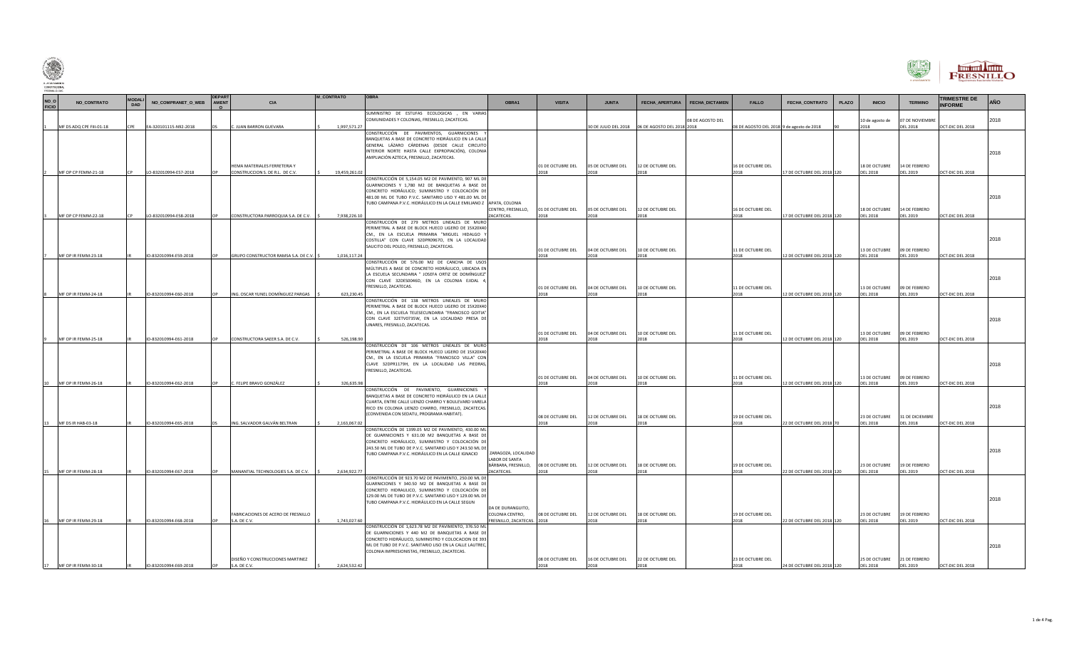| NO_OFICIO | NO_CONTRATO | MODALIDAD | NO_COMPRANET_O_WEB | DEPARTAMENTO | CIA | M_CONTRATO | OBRA | OBRA1 | VISITA | JUNTA | FECHA_APERTURA | FECHA_DICTAMEN | FALLO | FECHA_CONTRATO | PLAZO | INICIO | TERMINO | TRIMESTRE DE INFORME | AÑO |
|---|---|---|---|---|---|---|---|---|---|---|---|---|---|---|---|---|---|---|---|
| 1 | MF DS ADQ CPE FIII-01-18 | CPE | EA-320101115-N92-2018 | DS | C. JUAN BARRON GUEVARA | $ 1,997,571.27 | SUMINISTRO DE ESTUFAS ECOLOGICAS , EN VARIAS COMUNIDADES Y COLONIAS, FRESNILLO, ZACATECAS. | | | 30 DE JULIO DEL 2018 | 06 DE AGOSTO DEL 2018 | 08 DE AGOSTO DEL 2018 | 08 DE AGOSTO DEL 2018 | 9 de agosto de 2018 | 90 | 10 de agosto de 2018 | 07 DE NOVIEMBRE DEL 2018 | OCT-DIC DEL 2018 | 2018 |
| 2 | MF DP CP FEMM-21-18 | CP | LO-832010994-E57-2018 | OP | HEMA MATERIALES FERRETERIA Y CONSTRUCCION S. DE R.L. DE C.V. | $ 19,459,261.02 | CONSTRUCCIÓN DE PAVIMENTOS, GUARNICIONES Y BANQUETAS A BASE DE CONCRETO HIDRÁULICO EN LA CALLE GENERAL LÁZARO CÁRDENAS (DESDE CALLE CIRCUITO INTERIOR NORTE HASTA CALLE EXPROPIACIÓN), COLONIA AMPLIACIÓN AZTECA, FRESNILLO, ZACATECAS. | | 01 DE OCTUBRE DEL 2018 | 05 DE OCTUBRE DEL 2018 | 12 DE OCTUBRE DEL 2018 | | 16 DE OCTUBRE DEL 2018 | 17 DE OCTUBRE DEL 2018 | 120 | 18 DE OCTUBRE DEL 2018 | 14 DE FEBRERO DEL 2019 | OCT-DIC DEL 2018 | 2018 |
| 3 | MF DP CP FEMM-22-18 | CP | LO-832010994-E58-2018 | OP | CONSTRUCTORA PARROQUIA S.A. DE C.V. | $ 7,938,226.10 | CONSTRUCCIÓN DE 5,154.05 M2 DE PAVIMENTO, 907 ML DE GUARNICIONES Y 1,780 M2 DE BANQUETAS A BASE DE CONCRETO HIDRÁULICO; SUMINISTRO Y COLOCACIÓN DE 481.00 ML DE TUBO P.V.C. SANITARIO LISO Y 481.00 ML DE TUBO CAMPANA P.V.C. HIDRÁULICO EN LA CALLE EMILIANO Z | APATA, COLONIA CENTRO, FRESNILLO, ZACATECAS. | 01 DE OCTUBRE DEL 2018 | 05 DE OCTUBRE DEL 2018 | 12 DE OCTUBRE DEL 2018 | | 16 DE OCTUBRE DEL 2018 | 17 DE OCTUBRE DEL 2018 | 120 | 18 DE OCTUBRE DEL 2018 | 14 DE FEBRERO DEL 2019 | OCT-DIC DEL 2018 | 2018 |
| 7 | MF DP IR FEMM-23-18 | IR | IO-832010994-E59-2018 | OP | GRUPO CONSTRUCTOR RAMSA S.A. DE C.V. | $ 1,016,117.24 | CONSTRUCCIÓN DE 279 METROS LINEALES DE MURO PERIMETRAL A BASE DE BLOCK HUECO LIGERO DE 15X20X40 CM., EN LA ESCUELA PRIMARIA "MIGUEL HIDALGO Y COSTILLA" CON CLAVE 32DPR0967O, EN LA LOCALIDAD SAUCITO DEL POLEO, FRESNILLO, ZACATECAS. | | 01 DE OCTUBRE DEL 2018 | 04 DE OCTUBRE DEL 2018 | 10 DE OCTUBRE DEL 2018 | | 11 DE OCTUBRE DEL 2018 | 12 DE OCTUBRE DEL 2018 | 120 | 13 DE OCTUBRE DEL 2018 | 09 DE FEBRERO DEL 2019 | OCT-DIC DEL 2018 | 2018 |
| 8 | MF DP IR FEMM-24-18 | IR | IO-832010994-E60-2018 | OP | ING. OSCAR YUNEL DOMÍNGUEZ PARGAS | $ 623,230.45 | CONSTRUCCIÓN DE 576.00 M2 DE CANCHA DE USOS MÚLTIPLES A BASE DE CONCRETO HIDRÁULICO, UBICADA EN LA ESCUELA SECUNDARIA " JOSEFA ORTIZ DE DOMÍNGUEZ" CON CLAVE 32DES0046D, EN LA COLONIA EJIDAL 4, FRESNILLO, ZACATECAS. | | 01 DE OCTUBRE DEL 2018 | 04 DE OCTUBRE DEL 2018 | 10 DE OCTUBRE DEL 2018 | | 11 DE OCTUBRE DEL 2018 | 12 DE OCTUBRE DEL 2018 | 120 | 13 DE OCTUBRE DEL 2018 | 09 DE FEBRERO DEL 2019 | OCT-DIC DEL 2018 | 2018 |
| 9 | MF DP IR FEMM-25-18 | IR | IO-832010994-E61-2018 | OP | CONSTRUCTORA SAEER S.A. DE C.V. | $ 526,198.90 | CONSTRUCCIÓN DE 138 METROS LINEALES DE MURO PERIMETRAL A BASE DE BLOCK HUECO LIGERO DE 15X20X40 CM., EN LA ESCUELA TELESECUNDARIA "FRANCISCO GOITIA" CON CLAVE 32ETV0735W, EN LA LOCALIDAD PRESA DE LINARES, FRESNILLO, ZACATECAS. | | 01 DE OCTUBRE DEL 2018 | 04 DE OCTUBRE DEL 2018 | 10 DE OCTUBRE DEL 2018 | | 11 DE OCTUBRE DEL 2018 | 12 DE OCTUBRE DEL 2018 | 120 | 13 DE OCTUBRE DEL 2018 | 09 DE FEBRERO DEL 2019 | OCT-DIC DEL 2018 | 2018 |
| 10 | MF DP IR FEMM-26-18 | IR | IO-832010994-E62-2018 | OP | C. FELIPE BRAVO GONZÁLEZ | $ 326,635.98 | CONSTRUCCIÓN DE 106 METROS LINEALES DE MURO PERIMETRAL A BASE DE BLOCK HUECO LIGERO DE 15X20X40 CM., EN LA ESCUELA PRIMARIA "FRANCISCO VILLA" CON CLAVE 32DPR1179H, EN LA LOCALIDAD LAS PIEDRAS, FRESNILLO, ZACATECAS. | | 01 DE OCTUBRE DEL 2018 | 04 DE OCTUBRE DEL 2018 | 10 DE OCTUBRE DEL 2018 | | 11 DE OCTUBRE DEL 2018 | 12 DE OCTUBRE DEL 2018 | 120 | 13 DE OCTUBRE DEL 2018 | 09 DE FEBRERO DEL 2019 | OCT-DIC DEL 2018 | 2018 |
| 13 | MF DS IR HAB-03-18 | IR | IO-832010994-E65-2018 | DS | ING. SALVADOR GALVÁN BELTRAN | $ 2,163,067.02 | CONSTRUCCIÓN DE PAVIMENTO, GUARNICIONES Y BANQUETAS A BASE DE CONCRETO HIDRÁULICO EN LA CALLE CUARTA, ENTRE CALLE LIENZO CHARRO Y BOULEVARD VARELA RICO EN COLONIA LIENZO CHARRO, FRESNILLO, ZACATECAS. (CONVENIDA CON SEDATU, PROGRAMA HABITAT). | | 08 DE OCTUBRE DEL 2018 | 12 DE OCTUBRE DEL 2018 | 18 DE OCTUBRE DEL 2018 | | 19 DE OCTUBRE DEL 2018 | 22 DE OCTUBRE DEL 2018 | 70 | 23 DE OCTUBRE DEL 2018 | 31 DE DICIEMBRE DEL 2018 | OCT-DIC DEL 2018 | 2018 |
| 15 | MF DP IR FEMM-28-18 | IR | IO-832010994-E67-2018 | OP | MANANTIAL TECHNOLOGIES S.A. DE C.V. | $ 2,634,922.77 | CONSTRUCCIÓN DE 1399.05 M2 DE PAVIMENTO, 430.00 ML DE GUARNICIONES Y 631.00 M2 BANQUETAS A BASE DE CONCRETO HIDRÁULICO, SUMINISTRO Y COLOCACIÓN DE 243.50 ML DE TUBO DE P.V.C. SANITARIO LISO Y 243.50 ML DE TUBO CAMPANA P.V.C. HIDRÁULICO EN LA CALLE IGNACIO | ZARAGOZA, LOCALIDAD LABOR DE SANTA BÁRBARA, FRESNILLO, ZACATECAS. | 08 DE OCTUBRE DEL 2018 | 12 DE OCTUBRE DEL 2018 | 18 DE OCTUBRE DEL 2018 | | 19 DE OCTUBRE DEL 2018 | 22 DE OCTUBRE DEL 2018 | 120 | 23 DE OCTUBRE DEL 2018 | 19 DE FEBRERO DEL 2019 | OCT-DIC DEL 2018 | 2018 |
| 16 | MF DP IR FEMM-29-18 | IR | IO-832010994-E68-2018 | OP | FABRICACIONES DE ACERO DE FRESNILLO S.A. DE C.V. | $ 1,743,027.60 | CONSTRUCCIÓN DE 923.70 M2 DE PAVIMENTO, 250.00 ML DE GUARNICIONES Y 340.50 M2 DE BANQUETAS A BASE DE CONCRETO HIDRAULICO, SUMINISTRO Y COLOCACIÓN DE 129.00 ML DE TUBO DE P.V.C. SANITARIO LISO Y 129.00 ML DE TUBO CAMPANA P.V.C. HIDRÁULICO EN LA CALLE SEGUN | DA DE DURANGUITO, COLONIA CENTRO, FRESNILLO, ZACATECAS. | 08 DE OCTUBRE DEL 2018 | 12 DE OCTUBRE DEL 2018 | 18 DE OCTUBRE DEL 2018 | | 19 DE OCTUBRE DEL 2018 | 22 DE OCTUBRE DEL 2018 | 120 | 23 DE OCTUBRE DEL 2018 | 19 DE FEBRERO DEL 2019 | OCT-DIC DEL 2018 | 2018 |
| 17 | MF DP IR FEMM-30-18 | IR | IO-832010994-E69-2018 | OP | DISEÑO Y CONSTRUCCIONES MARTINEZ S.A. DE C.V. | $ 2,624,532.42 | CONSTRUCCIÓN DE 1,623.78 M2 DE PAVIMENTO, 376.50 ML DE GUARNICIONES Y 440 M2 DE BANQUETAS A BASE DE CONCRETO HIDRÁULICO, SUMINISTRO Y COLOCACION DE 393 ML DE TUBO DE P.V.C. SANITARIO LISO EN LA CALLE LAUTREC, COLONIA IMPRESIONISTAS, FRESNILLO, ZACATECAS. | | 08 DE OCTUBRE DEL 2018 | 16 DE OCTUBRE DEL 2018 | 22 DE OCTUBRE DEL 2018 | | 23 DE OCTUBRE DEL 2018 | 24 DE OCTUBRE DEL 2018 | 120 | 25 DE OCTUBRE DEL 2018 | 21 DE FEBRERO DEL 2019 | OCT-DIC DEL 2018 | 2018 |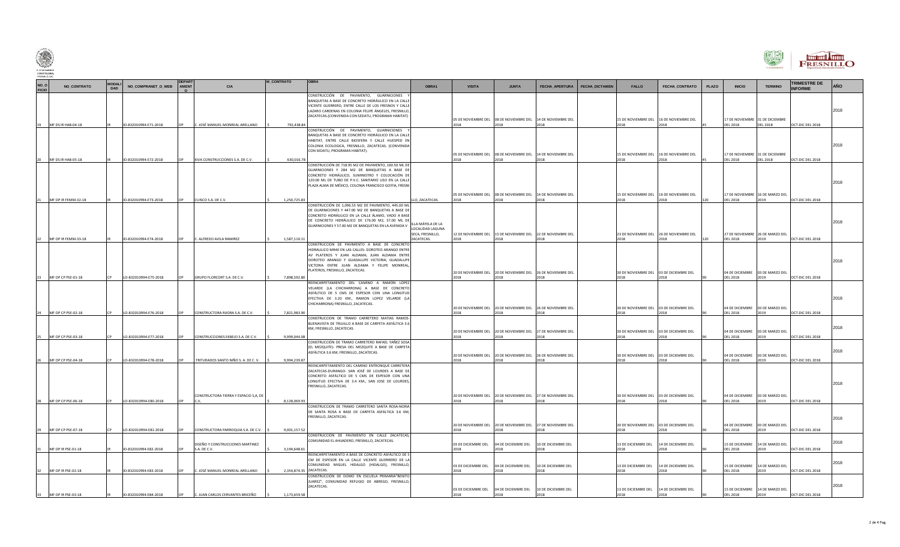| NO_OFICIO | NO_CONTRATO | MODALIDAD | NO_COMPRANET_O_WEB | DEPARTAMENTO | CIA | M_CONTRATO | OBRA | OBRA1 | VISITA | JUNTA | FECHA_APERTURA | FECHA_DICTAMEN | FALLO | FECHA_CONTRATO | PLAZO | INICIO | TERMINO | TRIMESTRE DE INFORME | AÑO |
|---|---|---|---|---|---|---|---|---|---|---|---|---|---|---|---|---|---|---|---|
| 19 | MF DS IR HAB-04-18 | IR | IO-832010994-E71-2018 | OP | C. JOSÉ MANUEL MONREAL ARELLANO | $ 792,438.84 | CONSTRUCCIÓN DE PAVIMENTO, GUARNICIONES Y BANQUETAS A BASE DE CONCRETO HIDRÁULICO EN LA CALLE VICENTE GUERRERO, ENTRE CALLE DE LOS FRESNOS Y CALLE LAZARO CARDENAS EN COLONIA FELIPE ÁNGELES, FRESNILLO, ZACATECAS.(CONVENIDA CON SEDATU, PROGRAMA HABITAT) | | 05 DE NOVIEMBRE DEL 2018 | 08 DE NOVIEMBRE DEL 2018 | 14 DE NOVIEMBRE DEL 2018 | | 15 DE NOVIEMBRE DEL 2018 | 16 DE NOVIEMBRE DEL 2018 | 45 | 17 DE NOVIEMBRE DEL 2018 | 31 DE DICIEMBRE DEL 2018 | OCT-DIC DEL 2018 | 2018 |
| 20 | MF DS IR HAB-05-18 | IR | IO-832010994-E72-2018 | OP | KIVA CONSTRUCCIONES S.A. DE C.V. | $ 630,016.78 | CONSTRUCCIÓN DE PAVIMENTO, GUARNICIONES Y BANQUETAS A BASE DE CONCRETO HIDRÁULICO EN LA CALLE HABITAT, ENTRE CALLE BIOSFERA Y CALLE HUESPED EN COLONIA ECOLOGICA, FRESNILLO, ZACATECAS. (CONVENIDA CON SEDATU, PROGRAMA HABITAT). | | 05 DE NOVIEMBRE DEL 2018 | 08 DE NOVIEMBRE DEL 2018 | 14 DE NOVIEMBRE DEL 2018 | | 15 DE NOVIEMBRE DEL 2018 | 16 DE NOVIEMBRE DEL 2018 | 45 | 17 DE NOVIEMBRE DEL 2018 | 31 DE DICIEMBRE DEL 2018 | OCT-DIC DEL 2018 | 2018 |
| 21 | MF OP IR FEMM-32-18 | IR | IO-832010994-E73-2018 | OP | CUISCO S.A. DE C.V. | $ 1,250,725.83 | CONSTRUCCIÓN DE 718.95 M2 DE PAVIMENTO, 160.50 ML DE GUARNICIONES Y 284 M2 DE BANQUETAS A BASE DE CONCRETO HIDRÁULICO, SUMINISTRO Y COLOCACIÓN DE 120.00 ML DE TUBO DE P.V.C. SANITARIO USO EN LA CALLE PLAZA ALMA DE MÉXICO, COLONIA FRANCISCO GOITIA, FRESNI | LLO, ZACATECAS. | 05 DE NOVIEMBRE DEL 2018 | 08 DE NOVIEMBRE DEL 2018 | 14 DE NOVIEMBRE DEL 2018 | | 15 DE NOVIEMBRE DEL 2018 | 16 DE NOVIEMBRE DEL 2018 | 120 | 17 DE NOVIEMBRE DEL 2018 | 16 DE MARZO DEL 2019 | OCT-DIC DEL 2018 | 2018 |
| 22 | MF OP IR FEMM-33-18 | IR | IO-832010994-E74-2018 | OP | C. ALFREDO AVILA RAMIREZ | $ 1,587,110.11 | CONSTRUCCIÓN DE 1,096.53 M2 DE PAVIMENTO, 445.00 ML DE GUARNICIONES Y 447.00 M2 DE BANQUETAS A BASE DE CONCRETO HIDRÁULICO EN LA CALLE ÁLAMO, VADO A BASE DE CONCRETO HIDRÁULICO DE 176.00 M2, 57.00 ML DE GUARNICIONES Y 57.00 M2 DE BANQUETAS EN LA AVENIDA V | ILLA MÁYELA DE LA LOCALIDAD LAGUNA SECA, FRESNILLO, ZACATECAS. | 12 DE NOVIEMBRE DEL 2018 | 15 DE NOVIEMBRE DEL 2018 | 22 DE NOVIEMBRE DEL 2018 | | 23 DE NOVIEMBRE DEL 2018 | 26 DE NOVIEMBRE DEL 2018 | 120 | 27 DE NOVIEMBRE DEL 2018 | 26 DE MARZO DEL 2019 | OCT-DIC DEL 2018 | 2018 |
| 23 | MF OP CP PSE-01-18 | CP | LO-832010994-E75-2018 | OP | GRUPO FLORCORT S.A. DE C.V. | $ 7,898,592.80 | CONSTRUCCION DE PAVIMENTO A BASE DE CONCRETO HIDRAULICO MR40 EN LAS CALLES: DOROTEO ARANGO ENTRE AV PLATEROS Y JUAN ALDAMA; JUAN ALDAMA ENTRE DOROTEO ARANGO Y GUADALUPE VICTORIA; GUADALUPE VICTORIA ENTRE JUAN ALDAMA Y FELIPE MONREAL, PLATEROS, FRESNILLO, ZACATECAS. | | 20 DE NOVIEMBRE DEL 2018 | 20 DE NOVIEMBRE DEL 2018 | 26 DE NOVIEMBRE DEL 2018 | | 30 DE NOVIEMBRE DEL 2018 | 03 DE DICIEMBRE DEL 2018 | 90 | 04 DE DICIEMBRE DEL 2018 | 03 DE MARZO DEL 2019 | OCT-DIC DEL 2018 | 2018 |
| 24 | MF OP CP PSE-02-18 | CP | LO-832010994-E76-2018 | OP | CONSTRUCTORA RUORA S.A. DE C.V. | $ 7,821,983.90 | REENCARPETAMIENTO DEL CAMINO A RAMÓN LÓPEZ VELARDE (LA CHICHARRONA) A BASE DE CONCRETO ASFÁLTICO DE 5 CMS DE ESPESOR CON UNA LONGITUD EFECTIVA DE 3.20 KM., RAMON LOPEZ VELARDE (LA CHICHARRONA) FRESNILLO, ZACATECAS. | | 20 DE NOVIEMBRE DEL 2018 | 20 DE NOVIEMBRE DEL 2018 | 26 DE NOVIEMBRE DEL 2018 | | 30 DE NOVIEMBRE DEL 2018 | 03 DE DICIEMBRE DEL 2018 | 90 | 04 DE DICIEMBRE DEL 2018 | 03 DE MARZO DEL 2019 | OCT-DIC DEL 2018 | 2018 |
| 25 | MF OP CP PSE-03-18 | CP | LO-832010994-E77-2018 | OP | CONSTRUCCIONES EKBELO S.A. DE C.V. | $ 9,999,044.08 | CONSTRUCCION DE TRAMO CARRETERO MATIAS RAMOS-BUENAVISTA DE TRUJILLO A BASE DE CARPETA ASFÁLTICA 3.6 KM, FRESNILLO, ZACATECAS. | | 20 DE NOVIEMBRE DEL 2018 | 20 DE NOVIEMBRE DEL 2018 | 27 DE NOVIEMBRE DEL 2018 | | 30 DE NOVIEMBRE DEL 2018 | 03 DE DICIEMBRE DEL 2018 | 90 | 04 DE DICIEMBRE DEL 2018 | 03 DE MARZO DEL 2019 | OCT-DIC DEL 2018 | 2018 |
| 26 | MF OP CP PSE-04-18 | CP | LO-832010994-E78-2018 | OP | TRITURADOS SANTO NIÑO S. A. DE C. V. | $ 9,994,239.87 | CONSTRUCCIÓN DE TRAMO CARRETERO RAFAEL YAÑEZ SOSA (EL MEZQUITE)- PRESA DEL MEZQUITE A BASE DE CARPETA ASFÁLTICA 3.6 KM, FRESNILLO, ZACATECAS. | | 20 DE NOVIEMBRE DEL 2018 | 20 DE NOVIEMBRE DEL 2018 | 26 DE NOVIEMBRE DEL 2018 | | 30 DE NOVIEMBRE DEL 2018 | 03 DE DICIEMBRE DEL 2018 | 90 | 04 DE DICIEMBRE DEL 2018 | 03 DE MARZO DEL 2019 | OCT-DIC DEL 2018 | 2018 |
| 28 | MF OP CP PSE-06-18 | CP | LO-832010994-E80-2018 | OP | CONSTRUCTORA TIERRA Y ESPACIO S,A, DE C.V. | $ 8,128,069.93 | REENCARPETAMIENTO DEL CAMINO ENTRONQUE CARRETERA ZACATECAS-DURANGO- SAN JOSÉ DE LOURDES A BASE DE CONCRETO ASFÁLTICO DE 5 CMS DE ESPESOR CON UNA LONGITUD EFECTIVA DE 3.4 KM., SAN JOSE DE LOURDES, FRESNILLO, ZACATECAS. | | 20 DE NOVIEMBRE DEL 2018 | 20 DE NOVIEMBRE DEL 2018 | 27 DE NOVIEMBRE DEL 2018 | | 30 DE NOVIEMBRE DEL 2018 | 03 DE DICIEMBRE DEL 2018 | 90 | 04 DE DICIEMBRE DEL 2018 | 03 DE MARZO DEL 2019 | OCT-DIC DEL 2018 | 2018 |
| 29 | MF OP CP PSE-07-18 | CP | LO-832010994-E81-2018 | OP | CONSTRUCTORA PARROQUIA S.A. DE C.V. | $ 9,001,157.52 | CONSTRUCCION DE TRAMO CARRETERO SANTA ROSA-NORIA DE SANTA ROSA A BASE DE CARPETA ASFÁLTICA 3.6 KM, FRESNILLO, ZACATECAS. | | 20 DE NOVIEMBRE DEL 2018 | 20 DE NOVIEMBRE DEL 2018 | 27 DE NOVIEMBRE DEL 2018 | | 30 DE NOVIEMBRE DEL 2018 | 03 DE DICIEMBRE DEL 2018 | 90 | 04 DE DICIEMBRE DEL 2018 | 03 DE MARZO DEL 2019 | OCT-DIC DEL 2018 | 2018 |
| 31 | MF OP IR PSE-01-18 | IR | IO-832010994-E82-2018 | OP | DISEÑO Y CONSTRUCCIONES MARTINEZ S.A. DE C.V. | $ 3,194,648.61 | CONSTRUCCIÓN DE PAVIMENTO EN CALLE ZACATECAS, COMUNIDAD EL AHUADERO, FRESNILLO, ZACATECAS. | | 03 DE DICIEMBRE DEL 2018 | 04 DE DICIEMBRE DEL 2018 | 10 DE DICIEMBRE DEL 2018 | | 13 DE DICIEMBRE DEL 2018 | 14 DE DICIEMBRE DEL 2018 | 90 | 15 DE DICIEMBRE DEL 2018 | 14 DE MARZO DEL 2019 | OCT-DIC DEL 2018 | 2018 |
| 32 | MF OP IR PSE-02-18 | IR | IO-832010994-E83-2018 | OP | C. JOSÉ MANUEL MONREAL ARELLANO | $ 2,354,874.35 | REENCARPETAMIENTO A BASE DE CONCRETO ASFÁLTICO DE 5 CM DE ESPESOR EN LA CALLE VICENTE GUERRERO DE LA COMUNIDAD MIGUEL HIDALGO (HIDALGO), FRESNILLO, ZACATECAS. | | 03 DE DICIEMBRE DEL 2018 | 04 DE DICIEMBRE DEL 2018 | 10 DE DICIEMBRE DEL 2018 | | 13 DE DICIEMBRE DEL 2018 | 14 DE DICIEMBRE DEL 2018 | 90 | 15 DE DICIEMBRE DEL 2018 | 14 DE MARZO DEL 2019 | OCT-DIC DEL 2018 | 2018 |
| 33 | MF OP IR PSE-03-18 | IR | IO-832010994-E84-2018 | OP | C. JUAN CARLOS CERVANTES BRICEÑO | $ 1,173,659.58 | CONSTRUCCIÓN DE DOMO EN ESCUELA PRIMARIA"BENITO JUAREZ", COMUNIDAD REFUGIO DE ABREGO, FRESNILLO, ZACATECAS. | | 03 DE DICIEMBRE DEL 2018 | 04 DE DICIEMBRE DEL 2018 | 10 DE DICIEMBRE DEL 2018 | | 13 DE DICIEMBRE DEL 2018 | 14 DE DICIEMBRE DEL 2018 | 90 | 15 DE DICIEMBRE DEL 2018 | 14 DE MARZO DEL 2019 | OCT-DIC DEL 2018 | 2018 |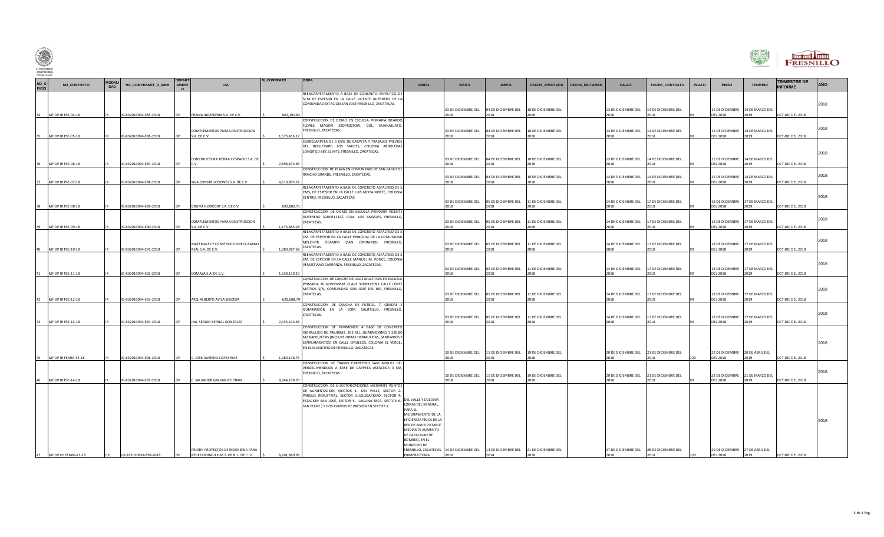| NO_OFICIO | NO_CONTRATO | MODALIDAD | NO_COMPRANET_O_WEB | DEPARTAMENTO | CIA | M_CONTRATO | OBRA | OBRA1 | VISITA | JUNTA | FECHA_APERTURA | FECHA_DICTAMEN | FALLO | FECHA_CONTRATO | PLAZO | INICIO | TERMINO | TRIMESTRE DE INFORME | AÑO |
|---|---|---|---|---|---|---|---|---|---|---|---|---|---|---|---|---|---|---|---|
| 34 | MF OP IR PSE-04-18 | IR | IO-832010994-E85-2018 | OP | FRAMA INGENIERIA S.A. DE C.V. | $ 862,191.82 | REENCARPETAMIENTO A BASE DE CONCRETO ASFÁLTICO DE 5CM DE ESPESOR EN LA CALLE VICENTE GUERRERO DE LA COMUNIDAD ESTACION SAN JOSÉ FRESNILLO, ZACATECAS. | | 03 DE DICIEMBRE DEL 2018 | 04 DE DICIEMBRE DEL 2018 | 10 DE DICIEMBRE DEL 2018 | | 13 DE DICIEMBRE DEL 2018 | 14 DE DICIEMBRE DEL 2018 | 90 | 15 DE DICIEMBRE DEL 2018 | 14 DE MARZO DEL 2019 | OCT-DIC DEL 2018 | 2018 |
| 35 | MF OP IR PSE-05-18 | IR | IO-832010994-E86-2018 | OP | COMPLEMENTOS PARA CONSTRUCCION S.A. DE C.V. | $ 1,573,416.17 | CONSTRUCCIÓN DE DOMO EN ESCUELA PRIMARIA RICARDO FLORES MAGON 32DPR0290W, COL. GUANAJUATO, FRESNILLO, ZACATECAS. | | 03 DE DICIEMBRE DEL 2018 | 04 DE DICIEMBRE DEL 2018 | 10 DE DICIEMBRE DEL 2018 | | 13 DE DICIEMBRE DEL 2018 | 14 DE DICIEMBRE DEL 2018 | 90 | 15 DE DICIEMBRE DEL 2018 | 14 DE MARZO DEL 2019 | OCT-DIC DEL 2018 | 2018 |
| 36 | MF OP IR PSE-06-18 | IR | IO-832010994-E87-2018 | OP | CONSTRUCTURA TIERRA Y ESPACIO S.A. DE C.V. | $ 2,898,874.66 | SOBRECARPETA DE 5 CMS DE CARPETA Y TRABAJOS PREVIOS DEL BOULEVARD LOS SAUCES, COLONIA ARBOLEDAS LONGITUD 887.32 MTS, FRESNILLO, ZACATECAS. | | 03 DE DICIEMBRE DEL 2018 | 04 DE DICIEMBRE DEL 2018 | 10 DE DICIEMBRE DEL 2018 | | 13 DE DICIEMBRE DEL 2018 | 14 DE DICIEMBRE DEL 2018 | 90 | 15 DE DICIEMBRE DEL 2018 | 14 DE MARZO DEL 2019 | OCT-DIC DEL 2018 | 2018 |
| 37 | MF OP IR PSE-07-18 | IR | IO-832010994-E88-2018 | OP | KIVA CONSTRUCCIONES S.A. DE C.V. | $ 4,619,895.72 | CONSTRUCCIÓN DE PLAZA EN COMUNIDAD DE SAN PABLO DE RANCHO GRANDE, FRESNILLO, ZACATECAS. | | 03 DE DICIEMBRE DEL 2018 | 04 DE DICIEMBRE DEL 2018 | 10 DE DICIEMBRE DEL 2018 | | 13 DE DICIEMBRE DEL 2018 | 14 DE DICIEMBRE DEL 2018 | 90 | 15 DE DICIEMBRE DEL 2018 | 14 DE MARZO DEL 2019 | OCT-DIC DEL 2018 | 2018 |
| 38 | MF OP IR PSE-08-18 | IR | IO-832010994-E89-2018 | OP | GRUPO FLORCORT S.A. DE C.V. | $ 683,882.71 | REENCARPETAMIENTO A BASE DE CONCRETO ASFÁLTICO DE 5 CMS, DE ESPESOR EN LA CALLE LUIS MOYA NORTE, COLONIA CENTRO, FRESNILLO, ZACATECAS. | | 03 DE DICIEMBRE DEL 2018 | 05 DE DICIEMBRE DEL 2018 | 11 DE DICIEMBRE DEL 2018 | | 14 DE DICIEMBRE DEL 2018 | 17 DE DICIEMBRE DEL 2018 | 90 | 18 DE DICIEMBRE DEL 2018 | 17 DE MARZO DEL 2019 | OCT-DIC DEL 2018 | 2018 |
| 39 | MF OP IR PSE-09-18 | IR | IO-832010994-E90-2018 | OP | COMPLEMENTOS PARA CONSTRUCCION S.A. DE C.V. | $ 1,173,865.28 | CONSTRUCCIÓN DE DOMO EN ESCUELA PRIMARIA VICENTE GUERRERO 32DPR1112Z, COM. LOS ANGELES, FRESNILLO, ZACATECAS. | | 03 DE DICIEMBRE DEL 2018 | 05 DE DICIEMBRE DEL 2018 | 11 DE DICIEMBRE DEL 2018 | | 14 DE DICIEMBRE DEL 2018 | 17 DE DICIEMBRE DEL 2018 | 90 | 18 DE DICIEMBRE DEL 2018 | 17 DE MARZO DEL 2019 | OCT-DIC DEL 2018 | 2018 |
| 40 | MF OP IR PSE-10-18 | IR | IO-832010994-E91-2018 | OP | MATERIALES Y CONSTRUCCIONES CAMINO REAL S.A. DE C.V. | $ 1,089,987.68 | REENCARPETAMIENTO A BASE DE CONCRETO ASFÁLTICO DE 5 CM. DE ESPESOR EN LA CALLE PRINCIPAL DE LA COMUNIDAD MELCHOR OCAMPO (SAN JERONIMO), FRESNILLO, ZACATECAS. | | 03 DE DICIEMBRE DEL 2018 | 05 DE DICIEMBRE DEL 2018 | 11 DE DICIEMBRE DEL 2018 | | 14 DE DICIEMBRE DEL 2018 | 17 DE DICIEMBRE DEL 2018 | 90 | 18 DE DICIEMBRE DEL 2018 | 17 DE MARZO DEL 2019 | OCT-DIC DEL 2018 | 2018 |
| 41 | MF OP IR PSE-11-18 | IR | IO-832010994-E92-2018 | OP | COMAZA S.A. DE C.V. | $ 1,558,110.19 | REENCARPETAMIENTO A BASE DE CONCRETO ASFÁLTICO DE 5 CM. DE ESPESOR EN LA CALLE MANUEL M. PONCE, COLONIA VENUSTIANO CARRANZA, FRESNILLO, ZACATECAS. | | 03 DE DICIEMBRE DEL 2018 | 05 DE DICIEMBRE DEL 2018 | 11 DE DICIEMBRE DEL 2018 | | 14 DE DICIEMBRE DEL 2018 | 17 DE DICIEMBRE DEL 2018 | 90 | 18 DE DICIEMBRE DEL 2018 | 17 DE MARZO DEL 2019 | OCT-DIC DEL 2018 | 2018 |
| 42 | MF OP IR PSE-12-18 | IR | IO-832010994-E93-2018 | OP | ARQ. ALBERTO AVILA SEGOBIA | $ 629,688.79 | CONSTRUCCIÓN DE CANCHA DE USOS MULTIPLES EN ESCUELA PRIMARIA 20 NOVIEMBRE CLAVE 32DPR1509​1 CALLE LÓPEZ MATEOS S/N, COMUNIDAD SAN JOSÉ DEL RIO, FRESNILLO, ZACATECAS. | | 03 DE DICIEMBRE DEL 2018 | 05 DE DICIEMBRE DEL 2018 | 11 DE DICIEMBRE DEL 2018 | | 14 DE DICIEMBRE DEL 2018 | 17 DE DICIEMBRE DEL 2018 | 90 | 18 DE DICIEMBRE DEL 2018 | 17 DE MARZO DEL 2019 | OCT-DIC DEL 2018 | 2018 |
| 43 | MF OP IR PSE-13-18 | IR | IO-832010994-E94-2018 | OP | ING. SERGIO BERNAL GONZALEZ | $ 2,035,214.63 | CONSTRUCCIÓN DE CANCHA DE FUTBOL 7, GRADAS E ILUMINACIÓN EN LA COM. SALITRILLO, FRESNILLO, ZACATECAS. | | 03 DE DICIEMBRE DEL 2018 | 05 DE DICIEMBRE DEL 2018 | 11 DE DICIEMBRE DEL 2018 | | 14 DE DICIEMBRE DEL 2018 | 17 DE DICIEMBRE DEL 2018 | 90 | 18 DE DICIEMBRE DEL 2018 | 17 DE MARZO DEL 2019 | OCT-DIC DEL 2018 | 2018 |
| 45 | MF OP IR FEMM-34-18 | IR | IO-832010994-E96-2018 | OP | C. JOSE ALFREDO LOPEZ RUIZ | $ 1,089,116.75 | CONSTRUCCION DE PAVIMENTO A BASE DE CONCRETO HIDRAULICO DE 796.80M2, 202 M.L. GUARNICIONES Y 220.80 M2 BANQUETAS (INCLUYE OBRAS HIDRAULICAS, SANITARIOS Y SEÑALAMIENTOS) EN CALLE CIRUELOS, COLONIA EL VERGEL EN EL MUNICIPIO DE FRESNILLO, ZACATECAS. | | 10 DE DICIEMBRE DEL 2018 | 11 DE DICIEMBRE DEL 2018 | 19 DE DICIEMBRE DEL 2018 | | 20 DE DICIEMBRE DEL 2018 | 21 DE DICIEMBRE DEL 2018 | 120 | 22 DE DICIEMBRE DEL 2018 | 20 DE ABRIL DEL 2019 | OCT-DIC DEL 2018 | 2018 |
| 46 | MF OP IR PSE-14-18 | IR | IO-832010994-E97-2018 | OP | C. SALVADOR GALVAN BELTRAN | $ 8,344,278.70 | CONSTRUCCION DE TRAMO CARRETERO SAM MIGUEL DEL VERGEL-MENDOZA A BASE DE CARPETA ASFÁLTICA 3 KM, FRESNILLO, ZACATECAS. | | 10 DE DICIEMBRE DEL 2018 | 11 DE DICIEMBRE DEL 2018 | 19 DE DICIEMBRE DEL 2018 | | 20 DE DICIEMBRE DEL 2018 | 21 DE DICIEMBRE DEL 2018 | 90 | 22 DE DICIEMBRE DEL 2018 | 21 DE MARZO DEL 2019 | OCT-DIC DEL 2018 | 2018 |
| 47 | MF OP CP FEMM-23-18 | CP | LO-832010994-E98-2018 | OP | PROIRH PROYECTOS DE INGENIERIA PARA REDES HIDRAULICAS S. DE R. L. DE C. V. | $ 8,201,860.93 | CONSTRUCCION DE 6 SECTORIZACIONES MEDIANTE PUNTOS DE ALIMENTACIÓN, (SECTOR 1.- DEL VALLE, SECTOR 2.- PARQUE INDUSTRIAL, SECTOR 3.-SOLIDARIDAD, SECTOR 4.- ESTACIÓN SAN JOSÉ, SECTOR 5.- LAGUNA SECA, SECTOR 6.- SAN FELIPE.) Y DOS PUNTOS DE PRESIÓN EN SECTOR 1 | DEL VALLE Y COLONIA LOMAS DEL MINERAL, PARA EL MEJORAMIENTO DE LA EFICIENCIA FÍSICA DE LA RED DE AGUA POTABLE MEDIANTE AUMENTO DE CAPACIDAD DE BOMBEO, EN EL MUNICIPIO DE FRESNILLO, ZACATECAS. PRIMERA ETAPA | 14 DE DICIEMBRE DEL 2018 | 14 DE DICIEMBRE DEL 2018 | 21 DE DICIEMBRE DEL 2018 | | 27 DE DICIEMBRE DEL 2018 | 28 DE DICIEMBRE DEL 2018 | 120 | 29 DE DICIEMBRE DEL 2018 | 27 DE ABRIL DEL 2019 | OCT-DIC DEL 2018 | 2018 |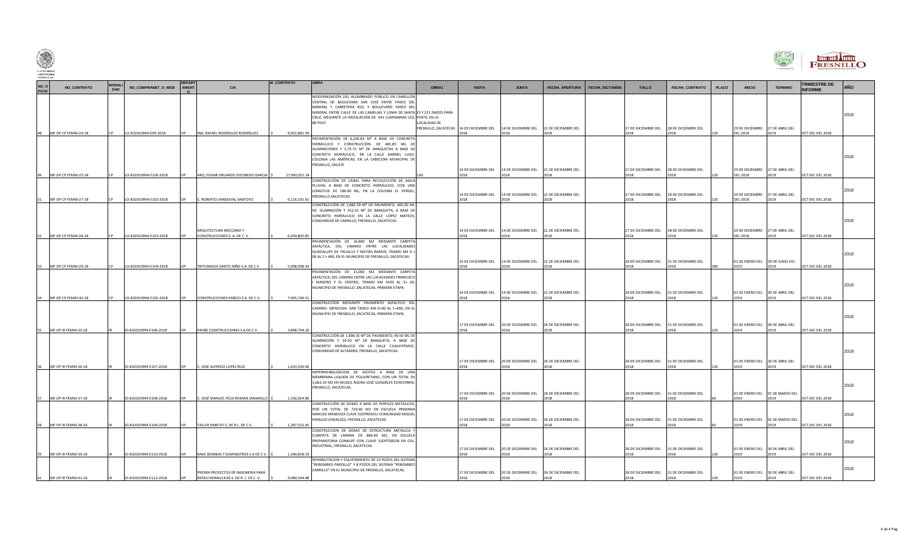| NO_OFICIO | NO_CONTRATO | MODALIDAD | NO_COMPRANET_O_WEB | DEPARTAMENTO | CIA | M_CONTRATO | OBRA | OBRA1 | VISITA | JUNTA | FECHA_APERTURA | FECHA_DICTAMEN | FALLO | FECHA_CONTRATO | PLAZO | INICIO | TERMINO | TRIMESTRE DE INFORME | AÑO |
|---|---|---|---|---|---|---|---|---|---|---|---|---|---|---|---|---|---|---|---|
| 48 | MF OP CP FEMM-24-18 | CP | LO-832010994-E99-2018 | OP | ING. RAFAEL RODRÍGUEZ RODRÍGUEZ | $ 9,952,881.59 | MODERNIZACIÓN DEL ALUMBRADO PÚBLICO EN CAMELLÓN CENTRAL DE BOULEVARD SAN JOSÉ ENTRE PASEO DEL MINERAL Y CARRETERA 45O, Y BOULEVARD PASEO DEL MINERAL ENTRE CALLE DE LAS CAMELIAS Y LOMA DE SANTA CRUZ, MEDIANTE LA INSTALACIÓN DE 441 LUMINARIAS LED, 89 POST | ES Y 221 DADOS PARA POSTE, EN LA LOCALIDAD DE FRESNILLO, ZACATECAS | 14 DE DICIEMBRE DEL 2018 | 14 DE DICIEMBRE DEL 2018 | 21 DE DICIEMBRE DEL 2018 | | 27 DE DICIEMBRE DEL 2018 | 28 DE DICIEMBRE DEL 2018 | 120 | 29 DE DICIEMBRE DEL 2018 | 27 DE ABRIL DEL 2019 | OCT-DIC DEL 2018 | 2018 |
| 49 | MF OP CP FEMM-25-18 | CP | LO-832010994-E100-2018 | OP | ARQ. EDGAR ORLANDO ESCOBEDO GARCIA | $ 17,900,051.34 | PAVIMENTACIÓN DE 6,206.83 M² A BASE DE CONCRETO HIDRÁULICO Y CONSTRUCCIÓN DE 481.85 ML DE GUARNICIONES Y 5,75.75 M² DE BANQUETAS A BASE DE CONCRETO HIDRÁULICO, EN LA CALLE GABRIEL LUGO, COLONIA LAS AMÉRICAS, EN LA CABECERA MUNICIPAL DE FRESNILLO, ZACATE | CAS | 14 DE DICIEMBRE DEL 2018 | 14 DE DICIEMBRE DEL 2018 | 21 DE DICIEMBRE DEL 2018 | | 27 DE DICIEMBRE DEL 2018 | 28 DE DICIEMBRE DEL 2018 | 120 | 29 DE DICIEMBRE DEL 2018 | 27 DE ABRIL DEL 2019 | OCT-DIC DEL 2018 | 2018 |
| 51 | MF OP CP FEMM-27-18 | CP | LO-832010994-E102-2018 | OP | C. ROBERTO SANDOVAL SANTOYO | $ 6,116,191.61 | CONSTRUCCIÓN DE CANAL PARA RECOLECCIÓN DE AGUA PLUVIAL A BASE DE CONCRETO HIDRÁULICO, CON UNA LONGITUD DE 180.00 ML, EN LA COLONIA EL VERGEL, FRESNILLO ZACATECAS. | | 14 DE DICIEMBRE DEL 2018 | 14 DE DICIEMBRE DEL 2018 | 21 DE DICIEMBRE DEL 2018 | | 27 DE DICIEMBRE DEL 2018 | 28 DE DICIEMBRE DEL 2018 | 120 | 29 DE DICIEMBRE DEL 2018 | 27 DE ABRIL DEL 2019 | OCT-DIC DEL 2018 | 2018 |
| 52 | MF OP CP FEMM-28-18 | CP | LO-832010994-E103-2018 | OP | ARQUITECTURA MECCANO Y CONSTRUCCIONES S. A. DE C. V. | $ 6,430,805.85 | CONSTRUCCIÓN DE 1,882.39 M² DE PAVIMENTO, 405.00 ML DE GUARNICIÓN Y 552.52 M² DE BANQUETA, A BASE DE CONCRETO HIDRÁULICO EN LA CALLE LÓPEZ MATEOS, COMUNIDAD DE CARRILLO, FRESNILLO, ZACATECAS | | 14 DE DICIEMBRE DEL 2018 | 14 DE DICIEMBRE DEL 2018 | 21 DE DICIEMBRE DEL 2018 | | 27 DE DICIEMBRE DEL 2018 | 28 DE DICIEMBRE DEL 2018 | 120 | 29 DE DICIEMBRE DEL 2018 | 27 DE ABRIL DEL 2019 | OCT-DIC DEL 2018 | 2018 |
| 53 | MF OP CP FEMM-29-18 | CP | LO-832010994-E104-2018 | OP | TRITURADOS SANTO NIÑO S.A. DE C.V. | $ 5,998,998.34 | PAVIMENTACIÓN DE 16,800 M2 MEDIANTE CARPETA ASFÁLTICA, DEL CAMINO ENTRE LAS LOCALIDADES GUADALUPE DE TRUJILLO Y MATÍAS RAMOS, TRAMO KM 0 + 00 AL 2 + 400, EN EL MUNICIPIO DE FRESNILLO, ZACATECAS. | | 14 DE DICIEMBRE DEL 2018 | 14 DE DICIEMBRE DEL 2018 | 21 DE DICIEMBRE DEL 2018 | | 28 DE DICIEMBRE DEL 2018 | 31 DE DICIEMBRE DEL 2018 | 180 | 01 DE ENERO DEL 2019 | 29 DE JUNIO DEL 2019 | OCT-DIC DEL 2018 | 2018 |
| 54 | MF OP CP FEMM-30-18 | CP | LO-832010994-E105-2018 | OP | CONSTRUCCIONES EKBEJO S.A. DE C.V. | $ 7,995,746.51 | PAVIMENTACIÓN DE 21,000 M2 MEDIANTE CARPETA ASFÁLTICA, DEL CAMINO ENTRE LAS LOCALIDADES FRANCISCO I. MADERO Y EL CENTRO, TRAMO KM 0+00 AL 3+ 00, MUNICIPIO DE FRESNILLO, ZACATECAS. PRIMERA ETAPA. | | 14 DE DICIEMBRE DEL 2018 | 14 DE DICIEMBRE DEL 2018 | 21 DE DICIEMBRE DEL 2018 | | 28 DE DICIEMBRE DEL 2018 | 31 DE DICIEMBRE DEL 2018 | 120 | 01 DE ENERO DEL 2019 | 30 DE ABRIL DEL 2019 | OCT-DIC DEL 2018 | 2018 |
| 55 | MF OP IR FEMM-35-18 | IR | IO-832010994-E106-2018 | OP | PAVBE CONSTRUCCIONES S.A DE C.V. | $ 3,898,794.20 | CONSTRUCCION MEDIANTE PAVIMENTO ASFALTICO DEL CAMINO: MENDOZA- SAN TADEO KM 0+00 AL 1+400, EN EL MUNICIPIO DE FRESNILLO, ZACATECAS, PRIMERA ETAPA. | | 17 DE DICIEMBRE DEL 2018 | 20 DE DICIEMBRE DEL 2018 | 26 DE DICIEMBRE DEL 2018 | | 28 DE DICIEMBRE DEL 2018 | 31 DE DICIEMBRE DEL 2018 | 120 | 01 DE ENERO DEL 2019 | 30 DE ABRIL DEL 2019 | OCT-DIC DEL 2018 | 2018 |
| 56 | MF OP IR FEMM-36-18 | IR | IO-832010994-E107-2018 | OP | C. JOSE ALFREDO LOPEZ RUIZ | $ 1,653,930.46 | CONSTRUCCIÓN DE 1,698.35 M² DE PAVIMENTO, 49.50 ML DE GUARNICIÓN Y 59.50 M² DE BANQUETA, A BASE DE CONCRETO HIDRÁULICO EN LA CALLE CUAUHTÉMOC, COMUNIDAD DE ALTAMIRA, FRESNILLO, ZACATECAS | | 17 DE DICIEMBRE DEL 2018 | 20 DE DICIEMBRE DEL 2018 | 26 DE DICIEMBRE DEL 2018 | | 28 DE DICIEMBRE DEL 2018 | 31 DE DICIEMBRE DEL 2018 | 120 | 01 DE ENERO DEL 2019 | 30 DE ABRIL DEL 2019 | OCT-DIC DEL 2018 | 2018 |
| 57 | MF OP IR FEMM-37-18 | IR | IO-832010994-E108-2018 | OP | C. JOSÉ MANUEL FÉLIX ROMAN JARAMILLO | $ 1,556,664.80 | IMPERMEABILIZACION DE AZOTEA A BASE DE UNA MEMBRANA LIQUIDA DE POLIURETANO, CON UN TOTAL DE 1,662.54 M2 EN MUSEO ÁGORA JOSÉ GONZÁLES ECHEVERRÍA, FRESNILLO, ZACATECAS. | | 17 DE DICIEMBRE DEL 2018 | 20 DE DICIEMBRE DEL 2018 | 26 DE DICIEMBRE DEL 2018 | | 28 DE DICIEMBRE DEL 2018 | 31 DE DICIEMBRE DEL 2018 | 60 | 01 DE ENERO DEL 2019 | 01 DE MARZO DEL 2019 | OCT-DIC DEL 2018 | 2018 |
| 58 | MF OP IR FEMM-38-18 | IR | IO-832010994-E109-2018 | OP | TALLER HABITAT S. DE R.L. DE C.V. | $ 1,287,102.45 | CONSTRUCCIÓN DE DOMO A BASE DE PERFILES METÁLICOS, POR UN TOTAL DE 729.60 M2 EN ESCUELA PRIMARIA NARCISO MENDOZA CLAVE 32DPR0501J COMUNIDAD MIGUEL HIDALGO (HIDALGO), FRESNILLO, ZACATECAS | | 17 DE DICIEMBRE DEL 2018 | 20 DE DICIEMBRE DEL 2018 | 26 DE DICIEMBRE DEL 2018 | | 28 DE DICIEMBRE DEL 2018 | 31 DE DICIEMBRE DEL 2018 | 60 | 01 DE ENERO DEL 2019 | 01 DE MARZO DEL 2019 | OCT-DIC DEL 2018 | 2018 |
| 59 | MF OP IR FEMM-39-18 | IR | IO-832010994-E110-2018 | OP | RAAC BOMBAS Y SUMINISTROS S.A DE C.V. | $ 1,284,858.19 | CONSTRUCCION DE DOMO DE ESTRUCTURA METALICA Y CUBIERTA DE LAMINA DE 866.40 M2, EN ESCUELA PREPARATORIA CONALEP CON CLAVE 32DPT0002B EN COL. INDUSTRIAL, FRESNILLO, ZACATECAS. | | 17 DE DICIEMBRE DEL 2018 | 20 DE DICIEMBRE DEL 2018 | 26 DE DICIEMBRE DEL 2018 | | 28 DE DICIEMBRE DEL 2018 | 31 DE DICIEMBRE DEL 2018 | 120 | 01 DE ENERO DEL 2019 | 30 DE ABRIL DEL 2019 | OCT-DIC DEL 2018 | 2018 |
| 61 | MF OP IR FEMM-41-18 | IR | IO-832010994-E112-2018 | OP | PROIRH PROYECTOS DE INGENIERIA PARA REDES HIDRAULICAS S. DE R. L. DE C.V. | $ 4,980,344.48 | REHABILITACION Y EQUIPAMIENTO DE 10 POZOS DEL SISTEMA "REBOMBEO PARDILLO" Y 8 POZOS DEL SISTEMA "REBOMBEO CARRILLO" EN EL MUNICIPIO DE FRESNILLO, ZACATECAS, | | 17 DE DICIEMBRE DEL 2018 | 20 DE DICIEMBRE DEL 2018 | 26 DE DICIEMBRE DEL 2018 | | 28 DE DICIEMBRE DEL 2018 | 31 DE DICIEMBRE DEL 2018 | 120 | 01 DE ENERO DEL 2019 | 30 DE ABRIL DEL 2019 | OCT-DIC DEL 2018 | 2018 |